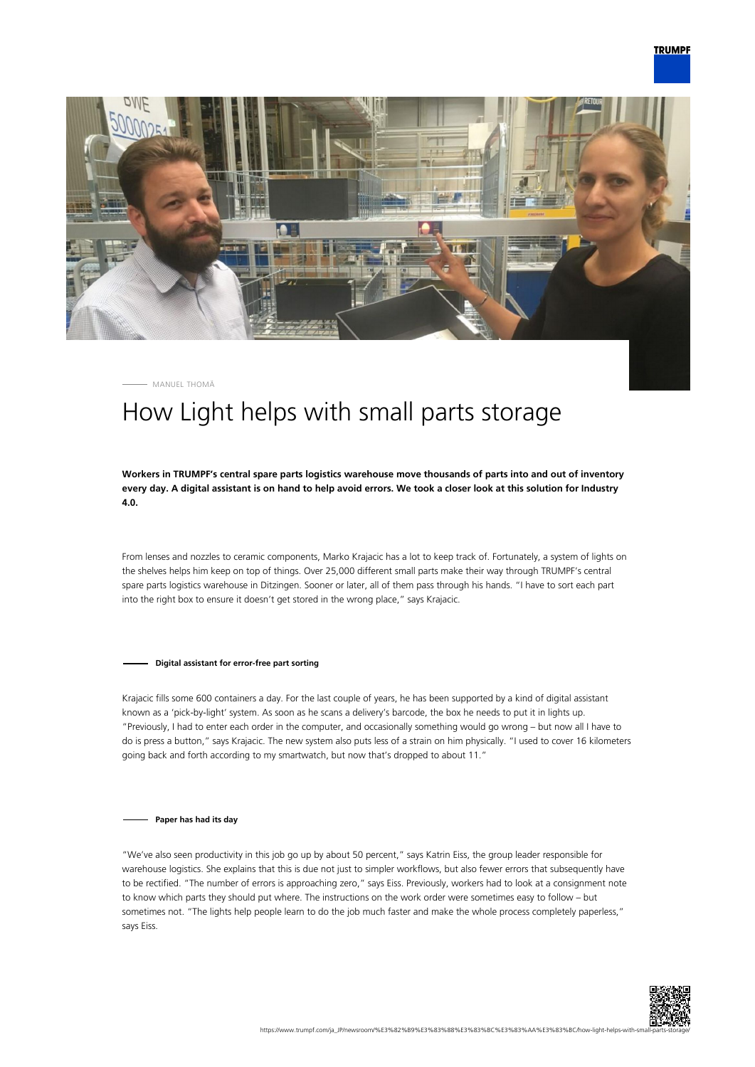MANUEL THOMÄ

# How Light helps with small parts storage

**Workers in TRUMPF's central spare parts logistics warehouse move thousands of parts into and out of inventory every day. A digital assistant is on hand to help avoid errors. We took a closer look at this solution for Industry 4.0.**

From lenses and nozzles to ceramic components, Marko Krajacic has a lot to keep track of. Fortunately, a system of lights on the shelves helps him keep on top of things. Over 25,000 different small parts make their way through TRUMPF's central spare parts logistics warehouse in Ditzingen. Sooner or later, all of them pass through his hands. "I have to sort each part into the right box to ensure it doesn't get stored in the wrong place," says Krajacic.

## Digital assistant for error-free part sorting

Krajacic fills some 600 containers a day. For the last couple of years, he has been supported by a kind of digital assistant known as a 'pick-by-light' system. As soon as he scans a delivery's barcode, the box he needs to put it in lights up. "Previously, I had to enter each order in the computer, and occasionally something would go wrong – but now all I have to do is press a button," says Krajacic. The new system also puts less of a strain on him physically. "I used to cover 16 kilometers going back and forth according to my smartwatch, but now that's dropped to about 11."

## Paper has had its day

"We've also seen productivity in this job go up by about 50 percent," says Katrin Eiss, the group leader responsible for warehouse logistics. She explains that this is due not just to simpler workflows, but also fewer errors that subsequently have to be rectified. "The number of errors is approaching zero," says Eiss. Previously, workers had to look at a consignment note to know which parts they should put where. The instructions on the work order were sometimes easy to follow – but sometimes not. "The lights help people learn to do the job much faster and make the whole process completely paperless," says Eiss.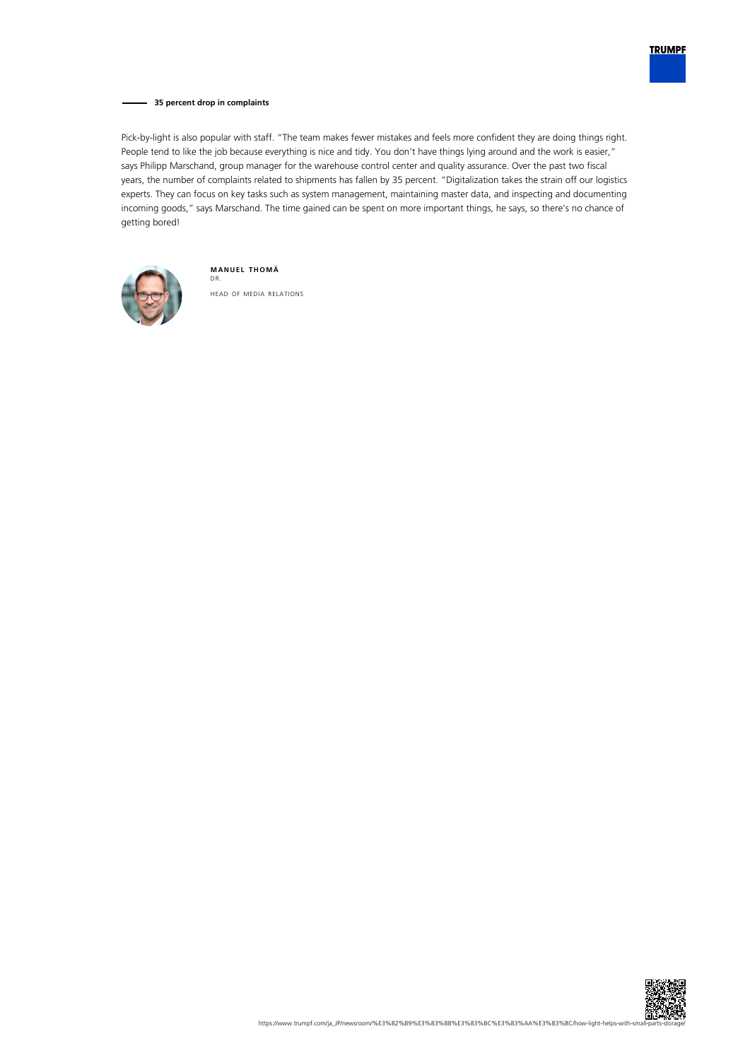## 35 percent drop in complaints

Pick-by-light is also popular with staff. "The team makes fewer mistakes and feels more confident they are doing things right. People tend to like the job because everything is nice and tidy. You don't have things lying around and the work is easier," says Philipp Marschand, group manager for the warehouse control center and quality assurance. Over the past two fiscal years, the number of complaints related to shipments has fallen by 35 percent. "Digitalization takes the strain off our logistics experts. They can focus on key tasks such as system management, maintaining master data, and inspecting and documenting incoming goods," says Marschand. The time gained can be spent on more important things, he says, so there's no chance of getting bored!

**MANUEL THOMÄ**
DR.
HEAD OF MEDIA RELATIONS

https://www.trumpf.com/ja_JP/newsroom/%E3%82%B9%E3%83%88%E3%83%BC%E3%83%AA%E3%83%BC/how-light-helps-with-small-parts-storage/